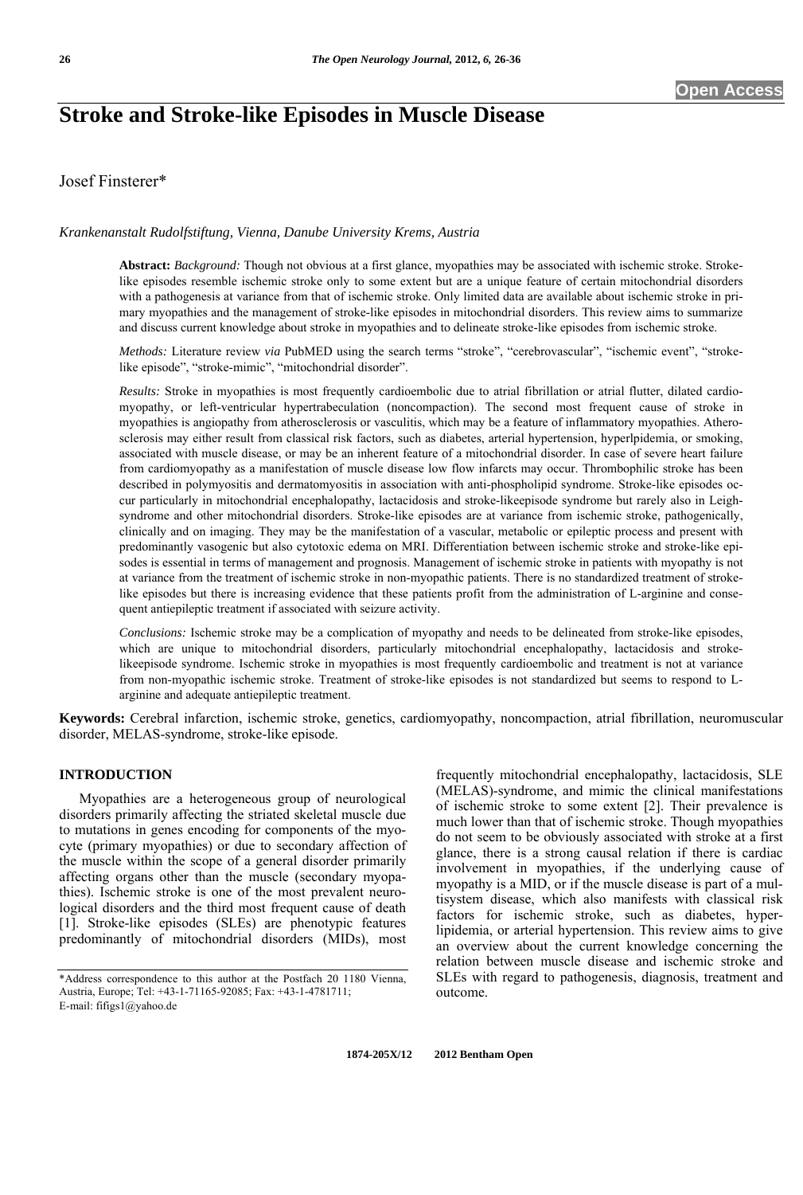# Stroke and Stroke-like Episodes in Muscle Disease

Josef Finsterer*

*Krankenanstalt Rudolfstiftung, Vienna, Danube University Krems, Austria*

**Abstract:** *Background:* Though not obvious at a first glance, myopathies may be associated with ischemic stroke. Stroke-like episodes resemble ischemic stroke only to some extent but are a unique feature of certain mitochondrial disorders with a pathogenesis at variance from that of ischemic stroke. Only limited data are available about ischemic stroke in primary myopathies and the management of stroke-like episodes in mitochondrial disorders. This review aims to summarize and discuss current knowledge about stroke in myopathies and to delineate stroke-like episodes from ischemic stroke.

*Methods:* Literature review *via* PubMED using the search terms "stroke", "cerebrovascular", "ischemic event", "stroke-like episode", "stroke-mimic", "mitochondrial disorder".

*Results:* Stroke in myopathies is most frequently cardioembolic due to atrial fibrillation or atrial flutter, dilated cardiomyopathy, or left-ventricular hypertrabeculation (noncompaction). The second most frequent cause of stroke in myopathies is angiopathy from atherosclerosis or vasculitis, which may be a feature of inflammatory myopathies. Atherosclerosis may either result from classical risk factors, such as diabetes, arterial hypertension, hyperlpidemia, or smoking, associated with muscle disease, or may be an inherent feature of a mitochondrial disorder. In case of severe heart failure from cardiomyopathy as a manifestation of muscle disease low flow infarcts may occur. Thrombophilic stroke has been described in polymyositis and dermatomyositis in association with anti-phospholipid syndrome. Stroke-like episodes occur particularly in mitochondrial encephalopathy, lactacidosis and stroke-likeepisode syndrome but rarely also in Leigh-syndrome and other mitochondrial disorders. Stroke-like episodes are at variance from ischemic stroke, pathogenically, clinically and on imaging. They may be the manifestation of a vascular, metabolic or epileptic process and present with predominantly vasogenic but also cytotoxic edema on MRI. Differentiation between ischemic stroke and stroke-like episodes is essential in terms of management and prognosis. Management of ischemic stroke in patients with myopathy is not at variance from the treatment of ischemic stroke in non-myopathic patients. There is no standardized treatment of stroke-like episodes but there is increasing evidence that these patients profit from the administration of L-arginine and consequent antiepileptic treatment if associated with seizure activity.

*Conclusions:* Ischemic stroke may be a complication of myopathy and needs to be delineated from stroke-like episodes, which are unique to mitochondrial disorders, particularly mitochondrial encephalopathy, lactacidosis and stroke-likeepisode syndrome. Ischemic stroke in myopathies is most frequently cardioembolic and treatment is not at variance from non-myopathic ischemic stroke. Treatment of stroke-like episodes is not standardized but seems to respond to L-arginine and adequate antiepileptic treatment.

**Keywords:** Cerebral infarction, ischemic stroke, genetics, cardiomyopathy, noncompaction, atrial fibrillation, neuromuscular disorder, MELAS-syndrome, stroke-like episode.

## INTRODUCTION

Myopathies are a heterogeneous group of neurological disorders primarily affecting the striated skeletal muscle due to mutations in genes encoding for components of the myocyte (primary myopathies) or due to secondary affection of the muscle within the scope of a general disorder primarily affecting organs other than the muscle (secondary myopathies). Ischemic stroke is one of the most prevalent neurological disorders and the third most frequent cause of death [1]. Stroke-like episodes (SLEs) are phenotypic features predominantly of mitochondrial disorders (MIDs), most frequently mitochondrial encephalopathy, lactacidosis, SLE (MELAS)-syndrome, and mimic the clinical manifestations of ischemic stroke to some extent [2]. Their prevalence is much lower than that of ischemic stroke. Though myopathies do not seem to be obviously associated with stroke at a first glance, there is a strong causal relation if there is cardiac involvement in myopathies, if the underlying cause of myopathy is a MID, or if the muscle disease is part of a multisystem disease, which also manifests with classical risk factors for ischemic stroke, such as diabetes, hyperlipidemia, or arterial hypertension. This review aims to give an overview about the current knowledge concerning the relation between muscle disease and ischemic stroke and SLEs with regard to pathogenesis, diagnosis, treatment and outcome.

*Address correspondence to this author at the Postfach 20 1180 Vienna, Austria, Europe; Tel: +43-1-71165-92085; Fax: +43-1-4781711; E-mail: fifigs1@yahoo.de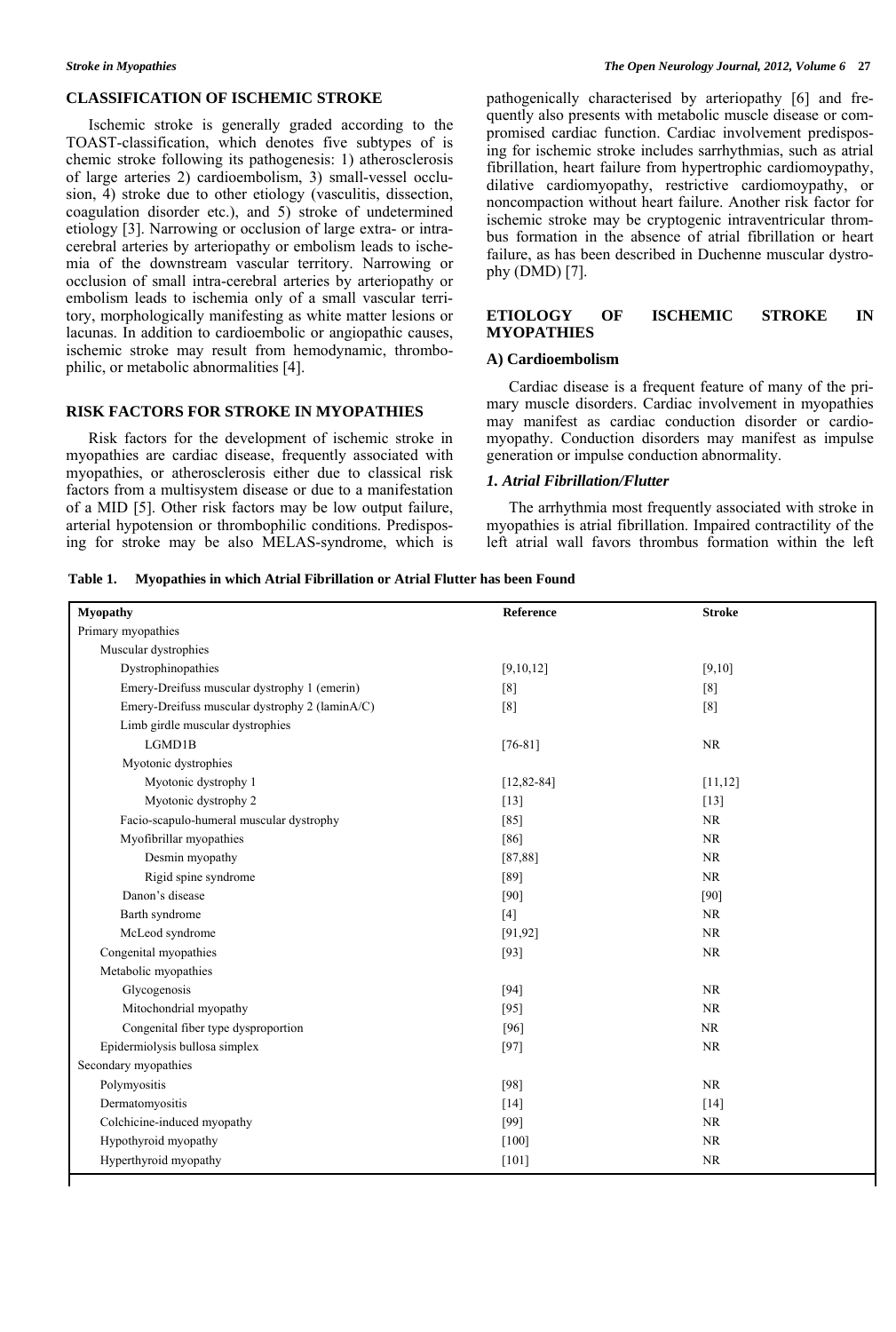## CLASSIFICATION OF ISCHEMIC STROKE

Ischemic stroke is generally graded according to the TOAST-classification, which denotes five subtypes of is chemic stroke following its pathogenesis: 1) atherosclerosis of large arteries 2) cardioembolism, 3) small-vessel occlusion, 4) stroke due to other etiology (vasculitis, dissection, coagulation disorder etc.), and 5) stroke of undetermined etiology [3]. Narrowing or occlusion of large extra- or intracerebral arteries by arteriopathy or embolism leads to ischemia of the downstream vascular territory. Narrowing or occlusion of small intra-cerebral arteries by arteriopathy or embolism leads to ischemia only of a small vascular territory, morphologically manifesting as white matter lesions or lacunas. In addition to cardioembolic or angiopathic causes, ischemic stroke may result from hemodynamic, thrombophilic, or metabolic abnormalities [4].

## RISK FACTORS FOR STROKE IN MYOPATHIES

Risk factors for the development of ischemic stroke in myopathies are cardiac disease, frequently associated with myopathies, or atherosclerosis either due to classical risk factors from a multisystem disease or due to a manifestation of a MID [5]. Other risk factors may be low output failure, arterial hypotension or thrombophilic conditions. Predisposing for stroke may be also MELAS-syndrome, which is pathogenically characterised by arteriopathy [6] and frequently also presents with metabolic muscle disease or compromised cardiac function. Cardiac involvement predisposing for ischemic stroke includes sarrhythmias, such as atrial fibrillation, heart failure from hypertrophic cardiomoypathy, dilative cardiomyopathy, restrictive cardiomoypathy, or noncompaction without heart failure. Another risk factor for ischemic stroke may be cryptogenic intraventricular thrombus formation in the absence of atrial fibrillation or heart failure, as has been described in Duchenne muscular dystrophy (DMD) [7].

## ETIOLOGY OF ISCHEMIC STROKE IN MYOPATHIES

### A) Cardioembolism

Cardiac disease is a frequent feature of many of the primary muscle disorders. Cardiac involvement in myopathies may manifest as cardiac conduction disorder or cardiomyopathy. Conduction disorders may manifest as impulse generation or impulse conduction abnormality.

### *1. Atrial Fibrillation/Flutter*

The arrhythmia most frequently associated with stroke in myopathies is atrial fibrillation. Impaired contractility of the left atrial wall favors thrombus formation within the left

**Table 1. Myopathies in which Atrial Fibrillation or Atrial Flutter has been Found**

| Myopathy | Reference | Stroke |
|---|---|---|
| Primary myopathies | | |
| Muscular dystrophies | | |
| Dystrophinopathies | [9,10,12] | [9,10] |
| Emery-Dreifuss muscular dystrophy 1 (emerin) | [8] | [8] |
| Emery-Dreifuss muscular dystrophy 2 (laminA/C) | [8] | [8] |
| Limb girdle muscular dystrophies | | |
| LGMD1B | [76-81] | NR |
| Myotonic dystrophies | | |
| Myotonic dystrophy 1 | [12,82-84] | [11,12] |
| Myotonic dystrophy 2 | [13] | [13] |
| Facio-scapulo-humeral muscular dystrophy | [85] | NR |
| Myofibrillar myopathies | [86] | NR |
| Desmin myopathy | [87,88] | NR |
| Rigid spine syndrome | [89] | NR |
| Danon's disease | [90] | [90] |
| Barth syndrome | [4] | NR |
| McLeod syndrome | [91,92] | NR |
| Congenital myopathies | [93] | NR |
| Metabolic myopathies | | |
| Glycogenosis | [94] | NR |
| Mitochondrial myopathy | [95] | NR |
| Congenital fiber type dysproportion | [96] | NR |
| Epidermiolysis bullosa simplex | [97] | NR |
| Secondary myopathies | | |
| Polymyositis | [98] | NR |
| Dermatomyositis | [14] | [14] |
| Colchicine-induced myopathy | [99] | NR |
| Hypothyroid myopathy | [100] | NR |
| Hyperthyroid myopathy | [101] | NR |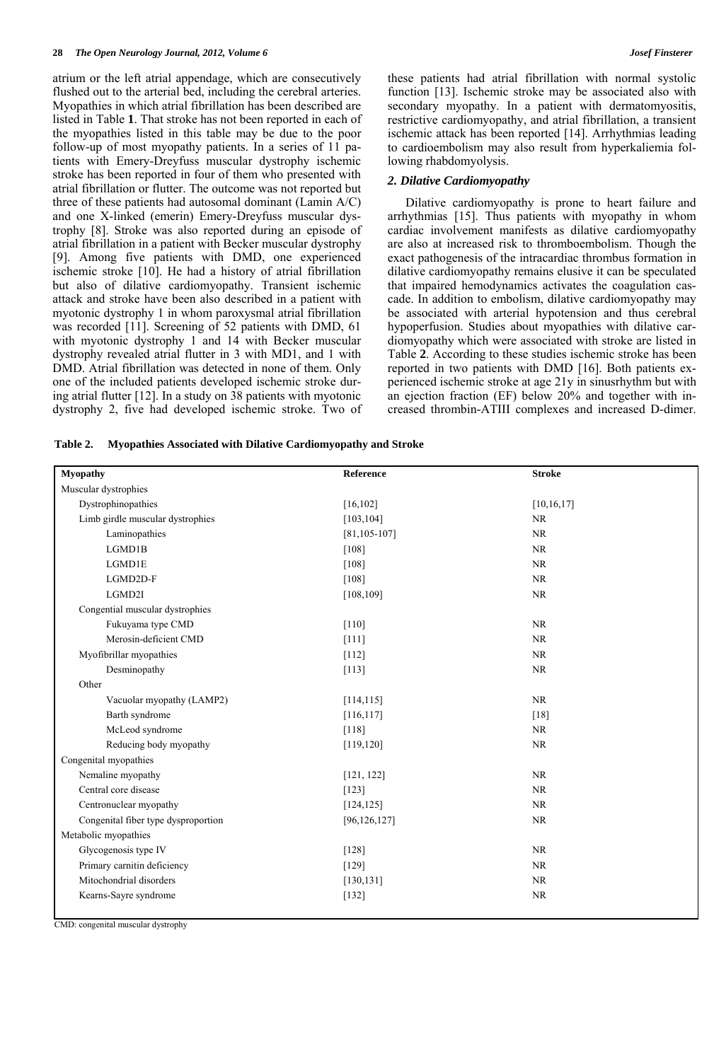atrium or the left atrial appendage, which are consecutively flushed out to the arterial bed, including the cerebral arteries. Myopathies in which atrial fibrillation has been described are listed in Table **1**. That stroke has not been reported in each of the myopathies listed in this table may be due to the poor follow-up of most myopathy patients. In a series of 11 patients with Emery-Dreyfuss muscular dystrophy ischemic stroke has been reported in four of them who presented with atrial fibrillation or flutter. The outcome was not reported but three of these patients had autosomal dominant (Lamin A/C) and one X-linked (emerin) Emery-Dreyfuss muscular dystrophy [8]. Stroke was also reported during an episode of atrial fibrillation in a patient with Becker muscular dystrophy [9]. Among five patients with DMD, one experienced ischemic stroke [10]. He had a history of atrial fibrillation but also of dilative cardiomyopathy. Transient ischemic attack and stroke have been also described in a patient with myotonic dystrophy 1 in whom paroxysmal atrial fibrillation was recorded [11]. Screening of 52 patients with DMD, 61 with myotonic dystrophy 1 and 14 with Becker muscular dystrophy revealed atrial flutter in 3 with MD1, and 1 with DMD. Atrial fibrillation was detected in none of them. Only one of the included patients developed ischemic stroke during atrial flutter [12]. In a study on 38 patients with myotonic dystrophy 2, five had developed ischemic stroke. Two of these patients had atrial fibrillation with normal systolic function [13]. Ischemic stroke may be associated also with secondary myopathy. In a patient with dermatomyositis, restrictive cardiomyopathy, and atrial fibrillation, a transient ischemic attack has been reported [14]. Arrhythmias leading to cardioembolism may also result from hyperkaliemia following rhabdomyolysis.

### *2. Dilative Cardiomyopathy*

Dilative cardiomyopathy is prone to heart failure and arrhythmias [15]. Thus patients with myopathy in whom cardiac involvement manifests as dilative cardiomyopathy are also at increased risk to thromboembolism. Though the exact pathogenesis of the intracardiac thrombus formation in dilative cardiomyopathy remains elusive it can be speculated that impaired hemodynamics activates the coagulation cascade. In addition to embolism, dilative cardiomyopathy may be associated with arterial hypotension and thus cerebral hypoperfusion. Studies about myopathies with dilative cardiomyopathy which were associated with stroke are listed in Table **2**. According to these studies ischemic stroke has been reported in two patients with DMD [16]. Both patients experienced ischemic stroke at age 21y in sinusrhythm but with an ejection fraction (EF) below 20% and together with increased thrombin-ATIII complexes and increased D-dimer.

**Table 2. Myopathies Associated with Dilative Cardiomyopathy and Stroke**

| Myopathy | Reference | Stroke |
|---|---|---|
| Muscular dystrophies | | |
| Dystrophinopathies | [16,102] | [10,16,17] |
| Limb girdle muscular dystrophies | [103,104] | NR |
| Laminopathies | [81,105-107] | NR |
| LGMD1B | [108] | NR |
| LGMD1E | [108] | NR |
| LGMD2D-F | [108] | NR |
| LGMD2I | [108,109] | NR |
| Congential muscular dystrophies | | |
| Fukuyama type CMD | [110] | NR |
| Merosin-deficient CMD | [111] | NR |
| Myofibrillar myopathies | [112] | NR |
| Desminopathy | [113] | NR |
| Other | | |
| Vacuolar myopathy (LAMP2) | [114,115] | NR |
| Barth syndrome | [116,117] | [18] |
| McLeod syndrome | [118] | NR |
| Reducing body myopathy | [119,120] | NR |
| Congenital myopathies | | |
| Nemaline myopathy | [121, 122] | NR |
| Central core disease | [123] | NR |
| Centronuclear myopathy | [124,125] | NR |
| Congenital fiber type dysproportion | [96,126,127] | NR |
| Metabolic myopathies | | |
| Glycogenosis type IV | [128] | NR |
| Primary carnitin deficiency | [129] | NR |
| Mitochondrial disorders | [130,131] | NR |
| Kearns-Sayre syndrome | [132] | NR |

CMD: congenital muscular dystrophy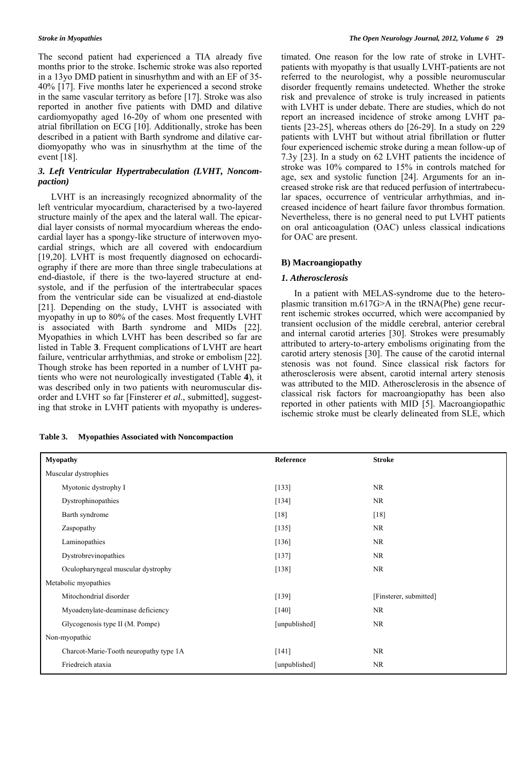The second patient had experienced a TIA already five months prior to the stroke. Ischemic stroke was also reported in a 13yo DMD patient in sinusrhythm and with an EF of 35-40% [17]. Five months later he experienced a second stroke in the same vascular territory as before [17]. Stroke was also reported in another five patients with DMD and dilative cardiomyopathy aged 16-20y of whom one presented with atrial fibrillation on ECG [10]. Additionally, stroke has been described in a patient with Barth syndrome and dilative cardiomyopathy who was in sinusrhythm at the time of the event [18].

### *3. Left Ventricular Hypertrabeculation (LVHT, Noncompaction)*

LVHT is an increasingly recognized abnormality of the left ventricular myocardium, characterised by a two-layered structure mainly of the apex and the lateral wall. The epicardial layer consists of normal myocardium whereas the endocardial layer has a spongy-like structure of interwoven myocardial strings, which are all covered with endocardium [19,20]. LVHT is most frequently diagnosed on echocardiography if there are more than three single trabeculations at end-diastole, if there is the two-layered structure at end-systole, and if the perfusion of the intertrabecular spaces from the ventricular side can be visualized at end-diastole [21]. Depending on the study, LVHT is associated with myopathy in up to 80% of the cases. Most frequently LVHT is associated with Barth syndrome and MIDs [22]. Myopathies in which LVHT has been described so far are listed in Table **3**. Frequent complications of LVHT are heart failure, ventricular arrhythmias, and stroke or embolism [22]. Though stroke has been reported in a number of LVHT patients who were not neurologically investigated (Table **4**), it was described only in two patients with neuromuscular disorder and LVHT so far [Finsterer *et al*., submitted], suggesting that stroke in LVHT patients with myopathy is underestimated. One reason for the low rate of stroke in LVHT-patients with myopathy is that usually LVHT-patients are not referred to the neurologist, why a possible neuromuscular disorder frequently remains undetected. Whether the stroke risk and prevalence of stroke is truly increased in patients with LVHT is under debate. There are studies, which do not report an increased incidence of stroke among LVHT patients [23-25], whereas others do [26-29]. In a study on 229 patients with LVHT but without atrial fibrillation or flutter four experienced ischemic stroke during a mean follow-up of 7.3y [23]. In a study on 62 LVHT patients the incidence of stroke was 10% compared to 15% in controls matched for age, sex and systolic function [24]. Arguments for an increased stroke risk are that reduced perfusion of intertrabecular spaces, occurrence of ventricular arrhythmias, and increased incidence of heart failure favor thrombus formation. Nevertheless, there is no general need to put LVHT patients on oral anticoagulation (OAC) unless classical indications for OAC are present.

## B) Macroangiopathy

### *1. Atherosclerosis*

In a patient with MELAS-syndrome due to the heteroplasmic transition m.617G>A in the tRNA(Phe) gene recurrent ischemic strokes occurred, which were accompanied by transient occlusion of the middle cerebral, anterior cerebral and internal carotid arteries [30]. Strokes were presumably attributed to artery-to-artery embolisms originating from the carotid artery stenosis [30]. The cause of the carotid internal stenosis was not found. Since classical risk factors for atherosclerosis were absent, carotid internal artery stenosis was attributed to the MID. Atherosclerosis in the absence of classical risk factors for macroangiopathy has been also reported in other patients with MID [5]. Macroangiopathic ischemic stroke must be clearly delineated from SLE, which

**Table 3. Myopathies Associated with Noncompaction**

| Myopathy | Reference | Stroke |
|---|---|---|
| Muscular dystrophies | | |
| Myotonic dystrophy I | [133] | NR |
| Dystrophinopathies | [134] | NR |
| Barth syndrome | [18] | [18] |
| Zaspopathy | [135] | NR |
| Laminopathies | [136] | NR |
| Dystrobrevinopathies | [137] | NR |
| Oculopharyngeal muscular dystrophy | [138] | NR |
| Metabolic myopathies | | |
| Mitochondrial disorder | [139] | [Finsterer, submitted] |
| Myoadenylate-deaminase deficiency | [140] | NR |
| Glycogenosis type II (M. Pompe) | [unpublished] | NR |
| Non-myopathic | | |
| Charcot-Marie-Tooth neuropathy type 1A | [141] | NR |
| Friedreich ataxia | [unpublished] | NR |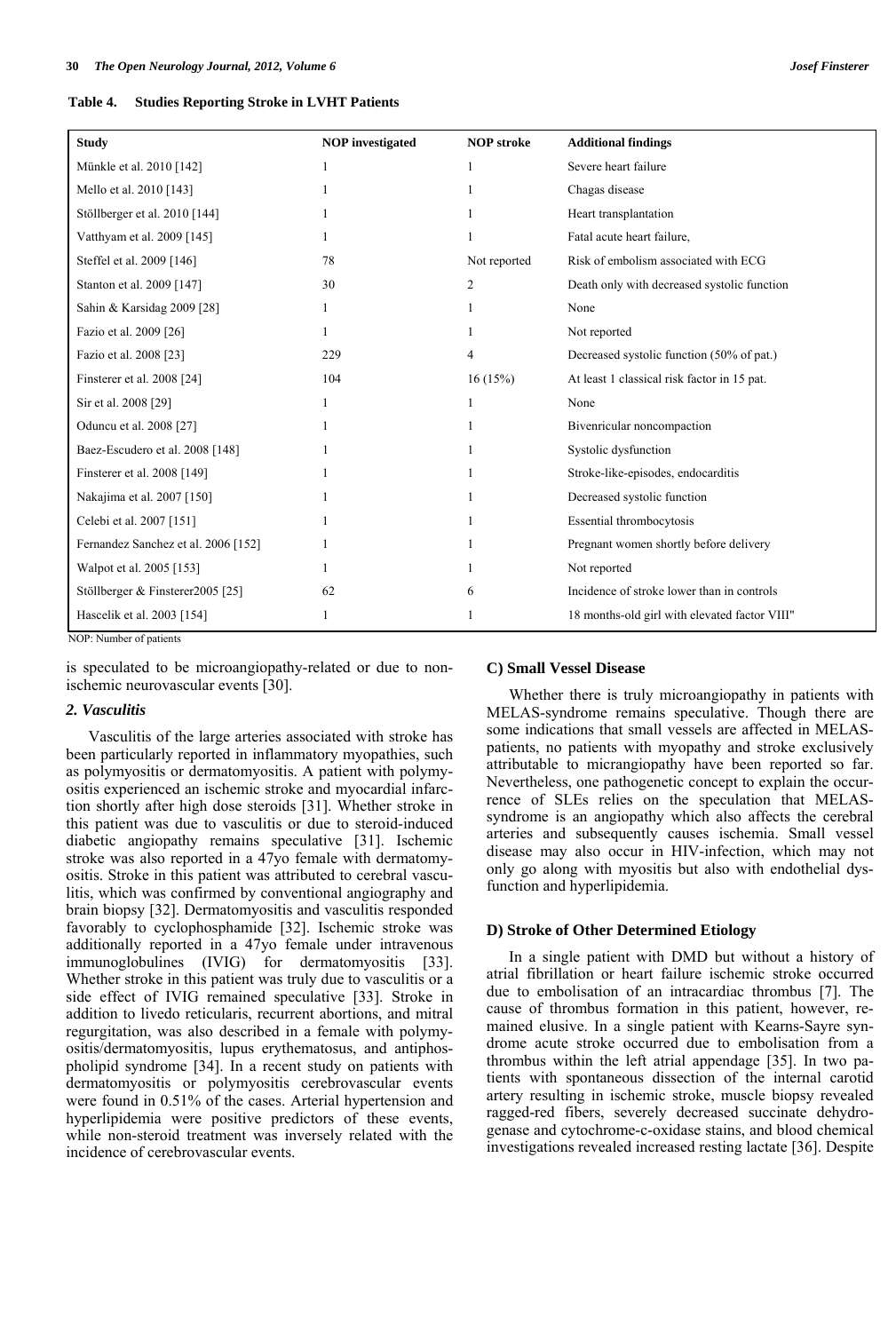**Table 4. Studies Reporting Stroke in LVHT Patients**

| Study | NOP investigated | NOP stroke | Additional findings |
|---|---|---|---|
| Münkle et al. 2010 [142] | 1 | 1 | Severe heart failure |
| Mello et al. 2010 [143] | 1 | 1 | Chagas disease |
| Stöllberger et al. 2010 [144] | 1 | 1 | Heart transplantation |
| Vatthyam et al. 2009 [145] | 1 | 1 | Fatal acute heart failure, |
| Steffel et al. 2009 [146] | 78 | Not reported | Risk of embolism associated with ECG |
| Stanton et al. 2009 [147] | 30 | 2 | Death only with decreased systolic function |
| Sahin & Karsidag 2009 [28] | 1 | 1 | None |
| Fazio et al. 2009 [26] | 1 | 1 | Not reported |
| Fazio et al. 2008 [23] | 229 | 4 | Decreased systolic function (50% of pat.) |
| Finsterer et al. 2008 [24] | 104 | 16 (15%) | At least 1 classical risk factor in 15 pat. |
| Sir et al. 2008 [29] | 1 | 1 | None |
| Oduncu et al. 2008 [27] | 1 | 1 | Bivenricular noncompaction |
| Baez-Escudero et al. 2008 [148] | 1 | 1 | Systolic dysfunction |
| Finsterer et al. 2008 [149] | 1 | 1 | Stroke-like-episodes, endocarditis |
| Nakajima et al. 2007 [150] | 1 | 1 | Decreased systolic function |
| Celebi et al. 2007 [151] | 1 | 1 | Essential thrombocytosis |
| Fernandez Sanchez et al. 2006 [152] | 1 | 1 | Pregnant women shortly before delivery |
| Walpot et al. 2005 [153] | 1 | 1 | Not reported |
| Stöllberger & Finsterer2005 [25] | 62 | 6 | Incidence of stroke lower than in controls |
| Hascelik et al. 2003 [154] | 1 | 1 | 18 months-old girl with elevated factor VIII" |

NOP: Number of patients

is speculated to be microangiopathy-related or due to non-ischemic neurovascular events [30].

### 2. Vasculitis

Vasculitis of the large arteries associated with stroke has been particularly reported in inflammatory myopathies, such as polymyositis or dermatomyositis. A patient with polymyositis experienced an ischemic stroke and myocardial infarction shortly after high dose steroids [31]. Whether stroke in this patient was due to vasculitis or due to steroid-induced diabetic angiopathy remains speculative [31]. Ischemic stroke was also reported in a 47yo female with dermatomyositis. Stroke in this patient was attributed to cerebral vasculitis, which was confirmed by conventional angiography and brain biopsy [32]. Dermatomyositis and vasculitis responded favorably to cyclophosphamide [32]. Ischemic stroke was additionally reported in a 47yo female under intravenous immunoglobulines (IVIG) for dermatomyositis [33]. Whether stroke in this patient was truly due to vasculitis or a side effect of IVIG remained speculative [33]. Stroke in addition to livedo reticularis, recurrent abortions, and mitral regurgitation, was also described in a female with polymyositis/dermatomyositis, lupus erythematosus, and antiphospholipid syndrome [34]. In a recent study on patients with dermatomyositis or polymyositis cerebrovascular events were found in 0.51% of the cases. Arterial hypertension and hyperlipidemia were positive predictors of these events, while non-steroid treatment was inversely related with the incidence of cerebrovascular events.

### C) Small Vessel Disease

Whether there is truly microangiopathy in patients with MELAS-syndrome remains speculative. Though there are some indications that small vessels are affected in MELAS-patients, no patients with myopathy and stroke exclusively attributable to micrangiopathy have been reported so far. Nevertheless, one pathogenetic concept to explain the occurrence of SLEs relies on the speculation that MELAS-syndrome is an angiopathy which also affects the cerebral arteries and subsequently causes ischemia. Small vessel disease may also occur in HIV-infection, which may not only go along with myositis but also with endothelial dysfunction and hyperlipidemia.

### D) Stroke of Other Determined Etiology

In a single patient with DMD but without a history of atrial fibrillation or heart failure ischemic stroke occurred due to embolisation of an intracardiac thrombus [7]. The cause of thrombus formation in this patient, however, remained elusive. In a single patient with Kearns-Sayre syndrome acute stroke occurred due to embolisation from a thrombus within the left atrial appendage [35]. In two patients with spontaneous dissection of the internal carotid artery resulting in ischemic stroke, muscle biopsy revealed ragged-red fibers, severely decreased succinate dehydrogenase and cytochrome-c-oxidase stains, and blood chemical investigations revealed increased resting lactate [36]. Despite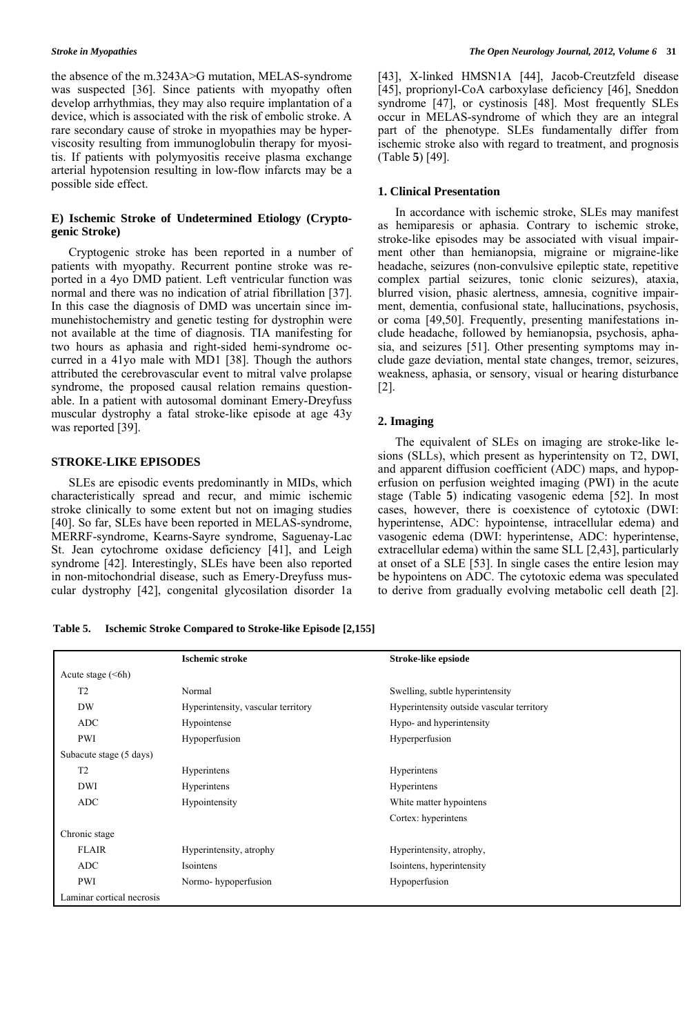the absence of the m.3243A>G mutation, MELAS-syndrome was suspected [36]. Since patients with myopathy often develop arrhythmias, they may also require implantation of a device, which is associated with the risk of embolic stroke. A rare secondary cause of stroke in myopathies may be hyperviscosity resulting from immunoglobulin therapy for myositis. If patients with polymyositis receive plasma exchange arterial hypotension resulting in low-flow infarcts may be a possible side effect.

### E) Ischemic Stroke of Undetermined Etiology (Cryptogenic Stroke)

Cryptogenic stroke has been reported in a number of patients with myopathy. Recurrent pontine stroke was reported in a 4yo DMD patient. Left ventricular function was normal and there was no indication of atrial fibrillation [37]. In this case the diagnosis of DMD was uncertain since immunehistochemistry and genetic testing for dystrophin were not available at the time of diagnosis. TIA manifesting for two hours as aphasia and right-sided hemi-syndrome occurred in a 41yo male with MD1 [38]. Though the authors attributed the cerebrovascular event to mitral valve prolapse syndrome, the proposed causal relation remains questionable. In a patient with autosomal dominant Emery-Dreyfuss muscular dystrophy a fatal stroke-like episode at age 43y was reported [39].

## STROKE-LIKE EPISODES

SLEs are episodic events predominantly in MIDs, which characteristically spread and recur, and mimic ischemic stroke clinically to some extent but not on imaging studies [40]. So far, SLEs have been reported in MELAS-syndrome, MERRF-syndrome, Kearns-Sayre syndrome, Saguenay-Lac St. Jean cytochrome oxidase deficiency [41], and Leigh syndrome [42]. Interestingly, SLEs have been also reported in non-mitochondrial disease, such as Emery-Dreyfuss muscular dystrophy [42], congenital glycosilation disorder 1a [43], X-linked HMSN1A [44], Jacob-Creutzfeld disease [45], proprionyl-CoA carboxylase deficiency [46], Sneddon syndrome [47], or cystinosis [48]. Most frequently SLEs occur in MELAS-syndrome of which they are an integral part of the phenotype. SLEs fundamentally differ from ischemic stroke also with regard to treatment, and prognosis (Table **5**) [49].

### 1. Clinical Presentation

In accordance with ischemic stroke, SLEs may manifest as hemiparesis or aphasia. Contrary to ischemic stroke, stroke-like episodes may be associated with visual impairment other than hemianopsia, migraine or migraine-like headache, seizures (non-convulsive epileptic state, repetitive complex partial seizures, tonic clonic seizures), ataxia, blurred vision, phasic alertness, amnesia, cognitive impairment, dementia, confusional state, hallucinations, psychosis, or coma [49,50]. Frequently, presenting manifestations include headache, followed by hemianopsia, psychosis, aphasia, and seizures [51]. Other presenting symptoms may include gaze deviation, mental state changes, tremor, seizures, weakness, aphasia, or sensory, visual or hearing disturbance [2].

### 2. Imaging

The equivalent of SLEs on imaging are stroke-like lesions (SLLs), which present as hyperintensity on T2, DWI, and apparent diffusion coefficient (ADC) maps, and hypoperfusion on perfusion weighted imaging (PWI) in the acute stage (Table **5**) indicating vasogenic edema [52]. In most cases, however, there is coexistence of cytotoxic (DWI: hyperintense, ADC: hypointense, intracellular edema) and vasogenic edema (DWI: hyperintense, ADC: hyperintense, extracellular edema) within the same SLL [2,43], particularly at onset of a SLE [53]. In single cases the entire lesion may be hypointens on ADC. The cytotoxic edema was speculated to derive from gradually evolving metabolic cell death [2].

**Table 5. Ischemic Stroke Compared to Stroke-like Episode [2,155]**

| | Ischemic stroke | Stroke-like epsiode |
|---|---|---|
| Acute stage (<6h) | | |
| T2 | Normal | Swelling, subtle hyperintensity |
| DW | Hyperintensity, vascular territory | Hyperintensity outside vascular territory |
| ADC | Hypointense | Hypo- and hyperintensity |
| PWI | Hypoperfusion | Hyperperfusion |
| Subacute stage (5 days) | | |
| T2 | Hyperintens | Hyperintens |
| DWI | Hyperintens | Hyperintens |
| ADC | Hypointensity | White matter hypointens |
| | | Cortex: hyperintens |
| Chronic stage | | |
| FLAIR | Hyperintensity, atrophy | Hyperintensity, atrophy, |
| ADC | Isointens | Isointens, hyperintensity |
| PWI | Normo- hypoperfusion | Hypoperfusion |
| Laminar cortical necrosis | | |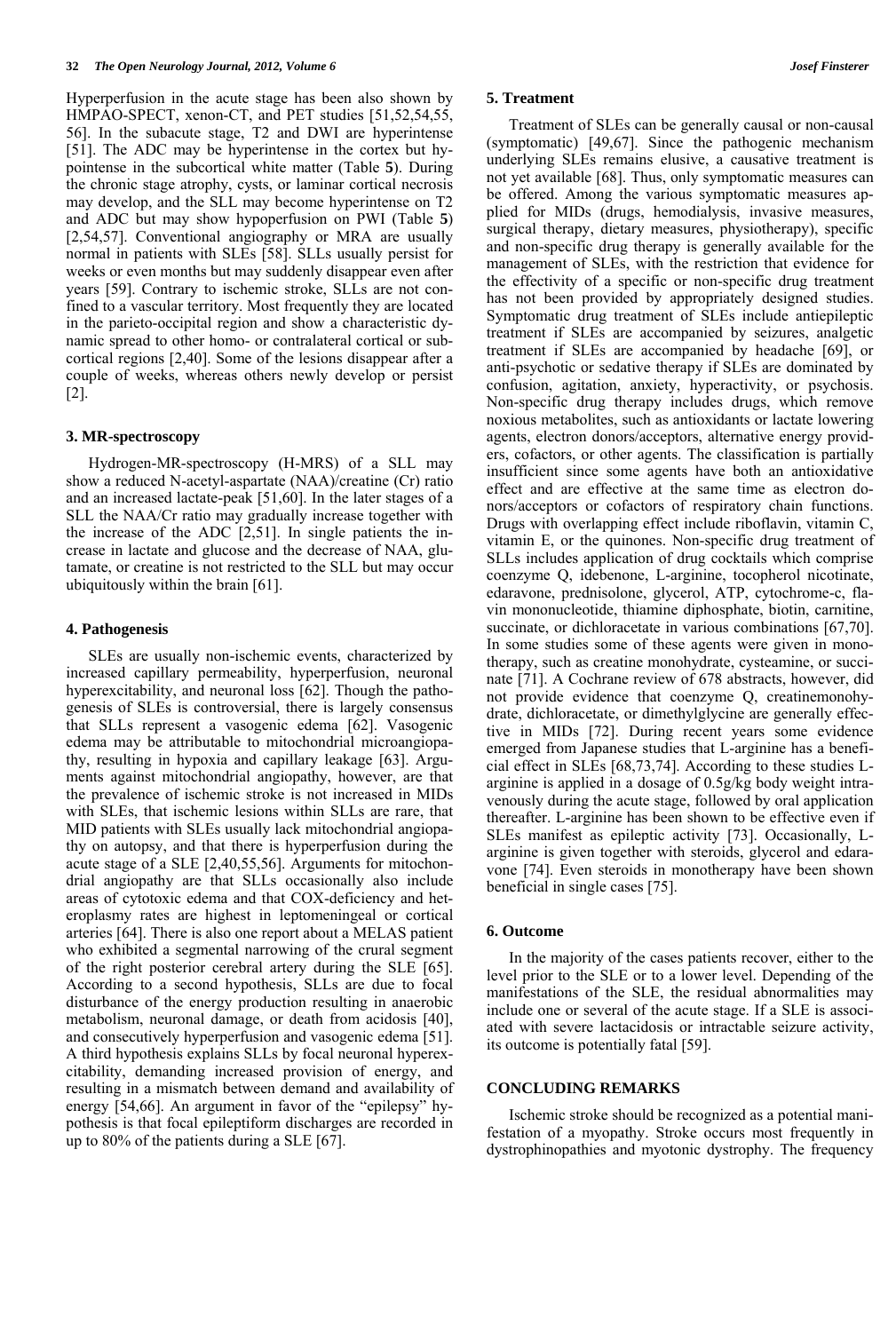Hyperperfusion in the acute stage has been also shown by HMPAO-SPECT, xenon-CT, and PET studies [51,52,54,55, 56]. In the subacute stage, T2 and DWI are hyperintense [51]. The ADC may be hyperintense in the cortex but hypointense in the subcortical white matter (Table **5**). During the chronic stage atrophy, cysts, or laminar cortical necrosis may develop, and the SLL may become hyperintense on T2 and ADC but may show hypoperfusion on PWI (Table **5**) [2,54,57]. Conventional angiography or MRA are usually normal in patients with SLEs [58]. SLLs usually persist for weeks or even months but may suddenly disappear even after years [59]. Contrary to ischemic stroke, SLLs are not confined to a vascular territory. Most frequently they are located in the parieto-occipital region and show a characteristic dynamic spread to other homo- or contralateral cortical or subcortical regions [2,40]. Some of the lesions disappear after a couple of weeks, whereas others newly develop or persist [2].

### 3. MR-spectroscopy

Hydrogen-MR-spectroscopy (H-MRS) of a SLL may show a reduced N-acetyl-aspartate (NAA)/creatine (Cr) ratio and an increased lactate-peak [51,60]. In the later stages of a SLL the NAA/Cr ratio may gradually increase together with the increase of the ADC [2,51]. In single patients the increase in lactate and glucose and the decrease of NAA, glutamate, or creatine is not restricted to the SLL but may occur ubiquitously within the brain [61].

### 4. Pathogenesis

SLEs are usually non-ischemic events, characterized by increased capillary permeability, hyperperfusion, neuronal hyperexcitability, and neuronal loss [62]. Though the pathogenesis of SLEs is controversial, there is largely consensus that SLLs represent a vasogenic edema [62]. Vasogenic edema may be attributable to mitochondrial microangiopathy, resulting in hypoxia and capillary leakage [63]. Arguments against mitochondrial angiopathy, however, are that the prevalence of ischemic stroke is not increased in MIDs with SLEs, that ischemic lesions within SLLs are rare, that MID patients with SLEs usually lack mitochondrial angiopathy on autopsy, and that there is hyperperfusion during the acute stage of a SLE [2,40,55,56]. Arguments for mitochondrial angiopathy are that SLLs occasionally also include areas of cytotoxic edema and that COX-deficiency and heteroplasmy rates are highest in leptomeningeal or cortical arteries [64]. There is also one report about a MELAS patient who exhibited a segmental narrowing of the crural segment of the right posterior cerebral artery during the SLE [65]. According to a second hypothesis, SLLs are due to focal disturbance of the energy production resulting in anaerobic metabolism, neuronal damage, or death from acidosis [40], and consecutively hyperperfusion and vasogenic edema [51]. A third hypothesis explains SLLs by focal neuronal hyperexcitability, demanding increased provision of energy, and resulting in a mismatch between demand and availability of energy [54,66]. An argument in favor of the "epilepsy" hypothesis is that focal epileptiform discharges are recorded in up to 80% of the patients during a SLE [67].

### 5. Treatment

Treatment of SLEs can be generally causal or non-causal (symptomatic) [49,67]. Since the pathogenic mechanism underlying SLEs remains elusive, a causative treatment is not yet available [68]. Thus, only symptomatic measures can be offered. Among the various symptomatic measures applied for MIDs (drugs, hemodialysis, invasive measures, surgical therapy, dietary measures, physiotherapy), specific and non-specific drug therapy is generally available for the management of SLEs, with the restriction that evidence for the effectivity of a specific or non-specific drug treatment has not been provided by appropriately designed studies. Symptomatic drug treatment of SLEs include antiepileptic treatment if SLEs are accompanied by seizures, analgetic treatment if SLEs are accompanied by headache [69], or anti-psychotic or sedative therapy if SLEs are dominated by confusion, agitation, anxiety, hyperactivity, or psychosis. Non-specific drug therapy includes drugs, which remove noxious metabolites, such as antioxidants or lactate lowering agents, electron donors/acceptors, alternative energy providers, cofactors, or other agents. The classification is partially insufficient since some agents have both an antioxidative effect and are effective at the same time as electron donors/acceptors or cofactors of respiratory chain functions. Drugs with overlapping effect include riboflavin, vitamin C, vitamin E, or the quinones. Non-specific drug treatment of SLLs includes application of drug cocktails which comprise coenzyme Q, idebenone, L-arginine, tocopherol nicotinate, edaravone, prednisolone, glycerol, ATP, cytochrome-c, flavin mononucleotide, thiamine diphosphate, biotin, carnitine, succinate, or dichloracetate in various combinations [67,70]. In some studies some of these agents were given in monotherapy, such as creatine monohydrate, cysteamine, or succinate [71]. A Cochrane review of 678 abstracts, however, did not provide evidence that coenzyme Q, creatinemonohydrate, dichloracetate, or dimethylglycine are generally effective in MIDs [72]. During recent years some evidence emerged from Japanese studies that L-arginine has a beneficial effect in SLEs [68,73,74]. According to these studies L-arginine is applied in a dosage of 0.5g/kg body weight intravenously during the acute stage, followed by oral application thereafter. L-arginine has been shown to be effective even if SLEs manifest as epileptic activity [73]. Occasionally, L-arginine is given together with steroids, glycerol and edaravone [74]. Even steroids in monotherapy have been shown beneficial in single cases [75].

### 6. Outcome

In the majority of the cases patients recover, either to the level prior to the SLE or to a lower level. Depending of the manifestations of the SLE, the residual abnormalities may include one or several of the acute stage. If a SLE is associated with severe lactacidosis or intractable seizure activity, its outcome is potentially fatal [59].

## CONCLUDING REMARKS

Ischemic stroke should be recognized as a potential manifestation of a myopathy. Stroke occurs most frequently in dystrophinopathies and myotonic dystrophy. The frequency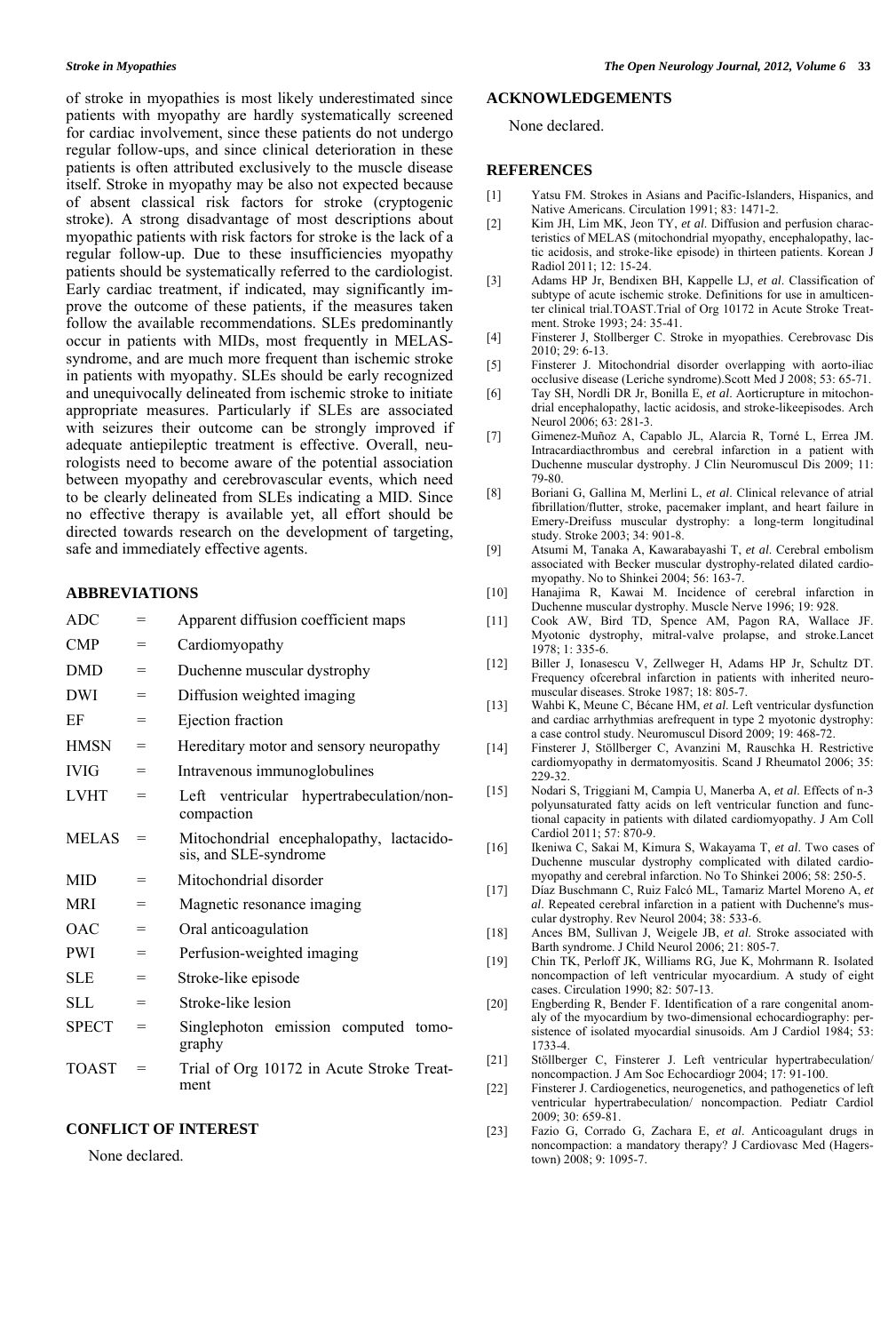of stroke in myopathies is most likely underestimated since patients with myopathy are hardly systematically screened for cardiac involvement, since these patients do not undergo regular follow-ups, and since clinical deterioration in these patients is often attributed exclusively to the muscle disease itself. Stroke in myopathy may be also not expected because of absent classical risk factors for stroke (cryptogenic stroke). A strong disadvantage of most descriptions about myopathic patients with risk factors for stroke is the lack of a regular follow-up. Due to these insufficiencies myopathy patients should be systematically referred to the cardiologist. Early cardiac treatment, if indicated, may significantly improve the outcome of these patients, if the measures taken follow the available recommendations. SLEs predominantly occur in patients with MIDs, most frequently in MELAS-syndrome, and are much more frequent than ischemic stroke in patients with myopathy. SLEs should be early recognized and unequivocally delineated from ischemic stroke to initiate appropriate measures. Particularly if SLEs are associated with seizures their outcome can be strongly improved if adequate antiepileptic treatment is effective. Overall, neurologists need to become aware of the potential association between myopathy and cerebrovascular events, which need to be clearly delineated from SLEs indicating a MID. Since no effective therapy is available yet, all effort should be directed towards research on the development of targeting, safe and immediately effective agents.

## ABBREVIATIONS

| | | |
|---|---|---|
| ADC | = | Apparent diffusion coefficient maps |
| CMP | = | Cardiomyopathy |
| DMD | = | Duchenne muscular dystrophy |
| DWI | = | Diffusion weighted imaging |
| EF | = | Ejection fraction |
| HMSN | = | Hereditary motor and sensory neuropathy |
| IVIG | = | Intravenous immunoglobulines |
| LVHT | = | Left ventricular hypertrabeculation/non-compaction |
| MELAS | = | Mitochondrial encephalopathy, lactacidosis, and SLE-syndrome |
| MID | = | Mitochondrial disorder |
| MRI | = | Magnetic resonance imaging |
| OAC | = | Oral anticoagulation |
| PWI | = | Perfusion-weighted imaging |
| SLE | = | Stroke-like episode |
| SLL | = | Stroke-like lesion |
| SPECT | = | Singlephoton emission computed tomography |
| TOAST | = | Trial of Org 10172 in Acute Stroke Treatment |

## CONFLICT OF INTEREST

None declared.

## ACKNOWLEDGEMENTS

None declared.

## REFERENCES

[1] Yatsu FM. Strokes in Asians and Pacific-Islanders, Hispanics, and Native Americans. Circulation 1991; 83: 1471-2.

[2] Kim JH, Lim MK, Jeon TY, *et al*. Diffusion and perfusion characteristics of MELAS (mitochondrial myopathy, encephalopathy, lactic acidosis, and stroke-like episode) in thirteen patients. Korean J Radiol 2011; 12: 15-24.

[3] Adams HP Jr, Bendixen BH, Kappelle LJ, *et al*. Classification of subtype of acute ischemic stroke. Definitions for use in amulticenter clinical trial.TOAST.Trial of Org 10172 in Acute Stroke Treatment. Stroke 1993; 24: 35-41.

[4] Finsterer J, Stollberger C. Stroke in myopathies. Cerebrovasc Dis 2010; 29: 6-13.

[5] Finsterer J. Mitochondrial disorder overlapping with aorto-iliac occlusive disease (Leriche syndrome).Scott Med J 2008; 53: 65-71.

[6] Tay SH, Nordli DR Jr, Bonilla E, *et al*. Aorticrupture in mitochondrial encephalopathy, lactic acidosis, and stroke-likeepisodes. Arch Neurol 2006; 63: 281-3.

[7] Gimenez-Muñoz A, Capablo JL, Alarcia R, Torné L, Errea JM. Intracardiacthrombus and cerebral infarction in a patient with Duchenne muscular dystrophy. J Clin Neuromuscul Dis 2009; 11: 79-80.

[8] Boriani G, Gallina M, Merlini L, *et al*. Clinical relevance of atrial fibrillation/flutter, stroke, pacemaker implant, and heart failure in Emery-Dreifuss muscular dystrophy: a long-term longitudinal study. Stroke 2003; 34: 901-8.

[9] Atsumi M, Tanaka A, Kawarabayashi T, *et al*. Cerebral embolism associated with Becker muscular dystrophy-related dilated cardiomyopathy. No to Shinkei 2004; 56: 163-7.

[10] Hanajima R, Kawai M. Incidence of cerebral infarction in Duchenne muscular dystrophy. Muscle Nerve 1996; 19: 928.

[11] Cook AW, Bird TD, Spence AM, Pagon RA, Wallace JF. Myotonic dystrophy, mitral-valve prolapse, and stroke.Lancet 1978; 1: 335-6.

[12] Biller J, Ionasescu V, Zellweger H, Adams HP Jr, Schultz DT. Frequency ofcerebral infarction in patients with inherited neuromuscular diseases. Stroke 1987; 18: 805-7.

[13] Wahbi K, Meune C, Bécane HM, *et al*. Left ventricular dysfunction and cardiac arrhythmias arefrequent in type 2 myotonic dystrophy: a case control study. Neuromuscul Disord 2009; 19: 468-72.

[14] Finsterer J, Stöllberger C, Avanzini M, Rauschka H. Restrictive cardiomyopathy in dermatomyositis. Scand J Rheumatol 2006; 35: 229-32.

[15] Nodari S, Triggiani M, Campia U, Manerba A, *et al*. Effects of n-3 polyunsaturated fatty acids on left ventricular function and functional capacity in patients with dilated cardiomyopathy. J Am Coll Cardiol 2011; 57: 870-9.

[16] Ikeniwa C, Sakai M, Kimura S, Wakayama T, *et al*. Two cases of Duchenne muscular dystrophy complicated with dilated cardiomyopathy and cerebral infarction. No To Shinkei 2006; 58: 250-5.

[17] Díaz Buschmann C, Ruiz Falcó ML, Tamariz Martel Moreno A, *et al*. Repeated cerebral infarction in a patient with Duchenne's muscular dystrophy. Rev Neurol 2004; 38: 533-6.

[18] Ances BM, Sullivan J, Weigele JB, *et al*. Stroke associated with Barth syndrome. J Child Neurol 2006; 21: 805-7.

[19] Chin TK, Perloff JK, Williams RG, Jue K, Mohrmann R. Isolated noncompaction of left ventricular myocardium. A study of eight cases. Circulation 1990; 82: 507-13.

[20] Engberding R, Bender F. Identification of a rare congenital anomaly of the myocardium by two-dimensional echocardiography: persistence of isolated myocardial sinusoids. Am J Cardiol 1984; 53: 1733-4.

[21] Stöllberger C, Finsterer J. Left ventricular hypertrabeculation/noncompaction. J Am Soc Echocardiogr 2004; 17: 91-100.

[22] Finsterer J. Cardiogenetics, neurogenetics, and pathogenetics of left ventricular hypertrabeculation/ noncompaction. Pediatr Cardiol 2009; 30: 659-81.

[23] Fazio G, Corrado G, Zachara E, *et al*. Anticoagulant drugs in noncompaction: a mandatory therapy? J Cardiovasc Med (Hagerstown) 2008; 9: 1095-7.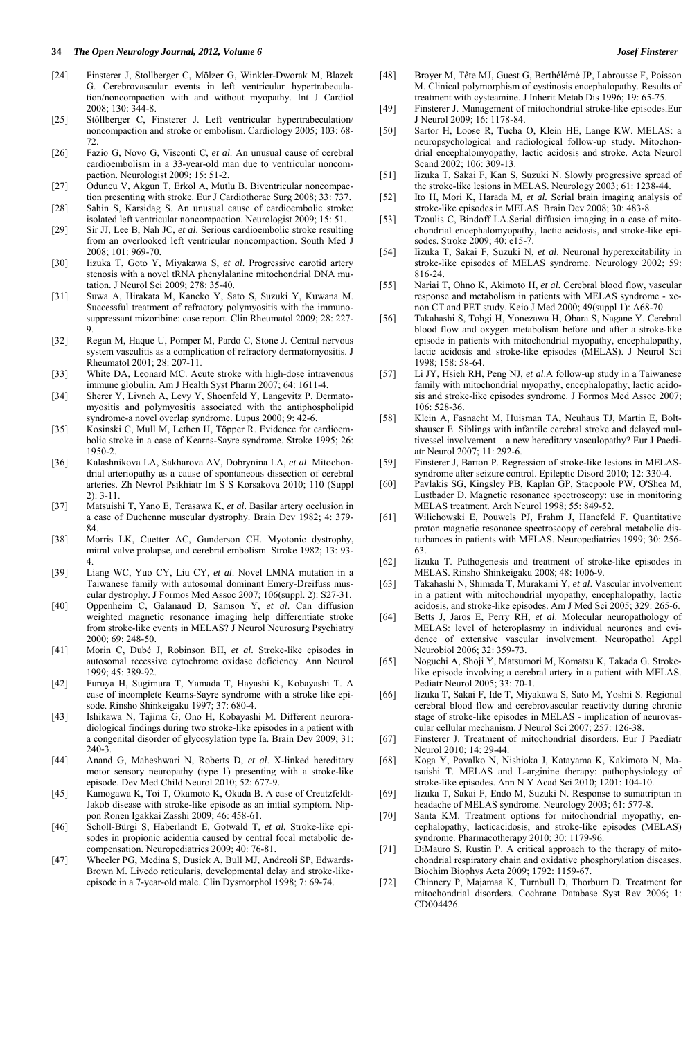[24] Finsterer J, Stollberger C, Mölzer G, Winkler-Dworak M, Blazek G. Cerebrovascular events in left ventricular hypertrabeculation/noncompaction with and without myopathy. Int J Cardiol 2008; 130: 344-8.

[25] Stöllberger C, Finsterer J. Left ventricular hypertrabeculation/ noncompaction and stroke or embolism. Cardiology 2005; 103: 68-72.

[26] Fazio G, Novo G, Visconti C, *et al*. An unusual cause of cerebral cardioembolism in a 33-year-old man due to ventricular noncompaction. Neurologist 2009; 15: 51-2.

[27] Oduncu V, Akgun T, Erkol A, Mutlu B. Biventricular noncompaction presenting with stroke. Eur J Cardiothorac Surg 2008; 33: 737.

[28] Sahin S, Karsidag S. An unusual cause of cardioembolic stroke: isolated left ventricular noncompaction. Neurologist 2009; 15: 51.

[29] Sir JJ, Lee B, Nah JC, *et al*. Serious cardioembolic stroke resulting from an overlooked left ventricular noncompaction. South Med J 2008; 101: 969-70.

[30] Iizuka T, Goto Y, Miyakawa S, *et al*. Progressive carotid artery stenosis with a novel tRNA phenylalanine mitochondrial DNA mutation. J Neurol Sci 2009; 278: 35-40.

[31] Suwa A, Hirakata M, Kaneko Y, Sato S, Suzuki Y, Kuwana M. Successful treatment of refractory polymyositis with the immunosuppressant mizoribine: case report. Clin Rheumatol 2009; 28: 227-9.

[32] Regan M, Haque U, Pomper M, Pardo C, Stone J. Central nervous system vasculitis as a complication of refractory dermatomyositis. J Rheumatol 2001; 28: 207-11.

[33] White DA, Leonard MC. Acute stroke with high-dose intravenous immune globulin. Am J Health Syst Pharm 2007; 64: 1611-4.

[34] Sherer Y, Livneh A, Levy Y, Shoenfeld Y, Langevitz P. Dermatomyositis and polymyositis associated with the antiphospholipid syndrome-a novel overlap syndrome. Lupus 2000; 9: 42-6.

[35] Kosinski C, Mull M, Lethen H, Töpper R. Evidence for cardioembolic stroke in a case of Kearns-Sayre syndrome. Stroke 1995; 26: 1950-2.

[36] Kalashnikova LA, Sakharova AV, Dobrynina LA, *et al*. Mitochondrial arteriopathy as a cause of spontaneous dissection of cerebral arteries. Zh Nevrol Psikhiatr Im S S Korsakova 2010; 110 (Suppl 2): 3-11.

[37] Matsuishi T, Yano E, Terasawa K, *et al*. Basilar artery occlusion in a case of Duchenne muscular dystrophy. Brain Dev 1982; 4: 379-84.

[38] Morris LK, Cuetter AC, Gunderson CH. Myotonic dystrophy, mitral valve prolapse, and cerebral embolism. Stroke 1982; 13: 93-4.

[39] Liang WC, Yuo CY, Liu CY, *et al*. Novel LMNA mutation in a Taiwanese family with autosomal dominant Emery-Dreifuss muscular dystrophy. J Formos Med Assoc 2007; 106(suppl. 2): S27-31.

[40] Oppenheim C, Galanaud D, Samson Y, *et al*. Can diffusion weighted magnetic resonance imaging help differentiate stroke from stroke-like events in MELAS? J Neurol Neurosurg Psychiatry 2000; 69: 248-50.

[41] Morin C, Dubé J, Robinson BH, *et al*. Stroke-like episodes in autosomal recessive cytochrome oxidase deficiency. Ann Neurol 1999; 45: 389-92.

[42] Furuya H, Sugimura T, Yamada T, Hayashi K, Kobayashi T. A case of incomplete Kearns-Sayre syndrome with a stroke like episode. Rinsho Shinkeigaku 1997; 37: 680-4.

[43] Ishikawa N, Tajima G, Ono H, Kobayashi M. Different neuroradiological findings during two stroke-like episodes in a patient with a congenital disorder of glycosylation type Ia. Brain Dev 2009; 31: 240-3.

[44] Anand G, Maheshwari N, Roberts D, *et al*. X-linked hereditary motor sensory neuropathy (type 1) presenting with a stroke-like episode. Dev Med Child Neurol 2010; 52: 677-9.

[45] Kamogawa K, Toi T, Okamoto K, Okuda B. A case of Creutzfeldt-Jakob disease with stroke-like episode as an initial symptom. Nippon Ronen Igakkai Zasshi 2009; 46: 458-61.

[46] Scholl-Bürgi S, Haberlandt E, Gotwald T, *et al.* Stroke-like episodes in propionic acidemia caused by central focal metabolic decompensation. Neuropediatrics 2009; 40: 76-81.

[47] Wheeler PG, Medina S, Dusick A, Bull MJ, Andreoli SP, Edwards-Brown M. Livedo reticularis, developmental delay and stroke-like-episode in a 7-year-old male. Clin Dysmorphol 1998; 7: 69-74.

[48] Broyer M, Tête MJ, Guest G, Berthélémé JP, Labrousse F, Poisson M. Clinical polymorphism of cystinosis encephalopathy. Results of treatment with cysteamine. J Inherit Metab Dis 1996; 19: 65-75.

[49] Finsterer J. Management of mitochondrial stroke-like episodes.Eur J Neurol 2009; 16: 1178-84.

[50] Sartor H, Loose R, Tucha O, Klein HE, Lange KW. MELAS: a neuropsychological and radiological follow-up study. Mitochondrial encephalomyopathy, lactic acidosis and stroke. Acta Neurol Scand 2002; 106: 309-13.

[51] Iizuka T, Sakai F, Kan S, Suzuki N. Slowly progressive spread of the stroke-like lesions in MELAS. Neurology 2003; 61: 1238-44.

[52] Ito H, Mori K, Harada M, *et al.* Serial brain imaging analysis of stroke-like episodes in MELAS. Brain Dev 2008; 30: 483-8.

[53] Tzoulis C, Bindoff LA.Serial diffusion imaging in a case of mitochondrial encephalomyopathy, lactic acidosis, and stroke-like episodes. Stroke 2009; 40: e15-7.

[54] Iizuka T, Sakai F, Suzuki N, *et al*. Neuronal hyperexcitability in stroke-like episodes of MELAS syndrome. Neurology 2002; 59: 816-24.

[55] Nariai T, Ohno K, Akimoto H, *et al*. Cerebral blood flow, vascular response and metabolism in patients with MELAS syndrome - xenon CT and PET study. Keio J Med 2000; 49(suppl 1): A68-70.

[56] Takahashi S, Tohgi H, Yonezawa H, Obara S, Nagane Y. Cerebral blood flow and oxygen metabolism before and after a stroke-like episode in patients with mitochondrial myopathy, encephalopathy, lactic acidosis and stroke-like episodes (MELAS). J Neurol Sci 1998; 158: 58-64.

[57] Li JY, Hsieh RH, Peng NJ, *et al*.A follow-up study in a Taiwanese family with mitochondrial myopathy, encephalopathy, lactic acidosis and stroke-like episodes syndrome. J Formos Med Assoc 2007; 106: 528-36.

[58] Klein A, Fasnacht M, Huisman TA, Neuhaus TJ, Martin E, Boltshauser E. Siblings with infantile cerebral stroke and delayed multivessel involvement – a new hereditary vasculopathy? Eur J Paediatr Neurol 2007; 11: 292-6.

[59] Finsterer J, Barton P. Regression of stroke-like lesions in MELAS-syndrome after seizure control. Epileptic Disord 2010; 12: 330-4.

[60] Pavlakis SG, Kingsley PB, Kaplan GP, Stacpoole PW, O'Shea M, Lustbader D. Magnetic resonance spectroscopy: use in monitoring MELAS treatment. Arch Neurol 1998; 55: 849-52.

[61] Wilichowski E, Pouwels PJ, Frahm J, Hanefeld F. Quantitative proton magnetic resonance spectroscopy of cerebral metabolic disturbances in patients with MELAS. Neuropediatrics 1999; 30: 256-63.

[62] Iizuka T. Pathogenesis and treatment of stroke-like episodes in MELAS. Rinsho Shinkeigaku 2008; 48: 1006-9.

[63] Takahashi N, Shimada T, Murakami Y, *et al*. Vascular involvement in a patient with mitochondrial myopathy, encephalopathy, lactic acidosis, and stroke-like episodes. Am J Med Sci 2005; 329: 265-6.

[64] Betts J, Jaros E, Perry RH, *et al*. Molecular neuropathology of MELAS: level of heteroplasmy in individual neurones and evidence of extensive vascular involvement. Neuropathol Appl Neurobiol 2006; 32: 359-73.

[65] Noguchi A, Shoji Y, Matsumori M, Komatsu K, Takada G. Stroke-like episode involving a cerebral artery in a patient with MELAS. Pediatr Neurol 2005; 33: 70-1.

[66] Iizuka T, Sakai F, Ide T, Miyakawa S, Sato M, Yoshii S. Regional cerebral blood flow and cerebrovascular reactivity during chronic stage of stroke-like episodes in MELAS - implication of neurovascular cellular mechanism. J Neurol Sci 2007; 257: 126-38.

[67] Finsterer J. Treatment of mitochondrial disorders. Eur J Paediatr Neurol 2010; 14: 29-44.

[68] Koga Y, Povalko N, Nishioka J, Katayama K, Kakimoto N, Matsuishi T. MELAS and L-arginine therapy: pathophysiology of stroke-like episodes. Ann N Y Acad Sci 2010; 1201: 104-10.

[69] Iizuka T, Sakai F, Endo M, Suzuki N. Response to sumatriptan in headache of MELAS syndrome. Neurology 2003; 61: 577-8.

[70] Santa KM. Treatment options for mitochondrial myopathy, encephalopathy, lacticacidosis, and stroke-like episodes (MELAS) syndrome. Pharmacotherapy 2010; 30: 1179-96.

[71] DiMauro S, Rustin P. A critical approach to the therapy of mitochondrial respiratory chain and oxidative phosphorylation diseases. Biochim Biophys Acta 2009; 1792: 1159-67.

[72] Chinnery P, Majamaa K, Turnbull D, Thorburn D. Treatment for mitochondrial disorders. Cochrane Database Syst Rev 2006; 1: CD004426.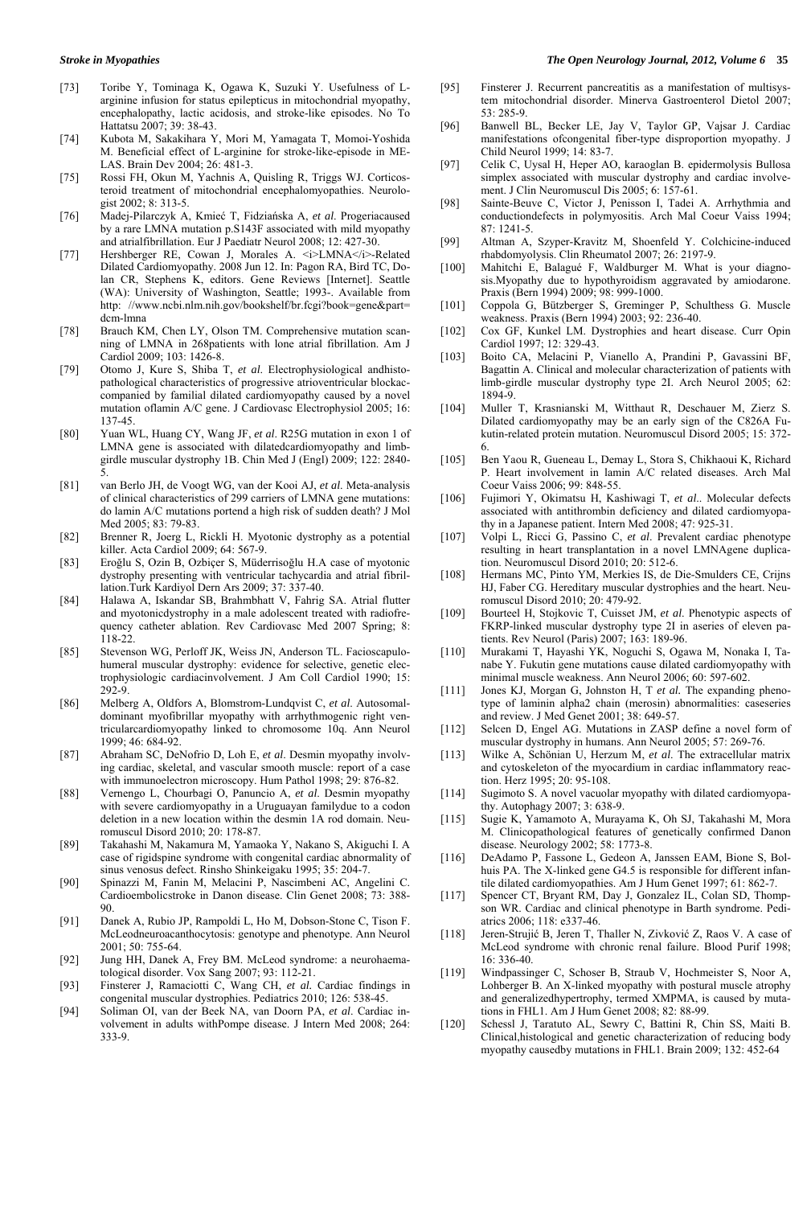[73] Toribe Y, Tominaga K, Ogawa K, Suzuki Y. Usefulness of L-arginine infusion for status epilepticus in mitochondrial myopathy, encephalopathy, lactic acidosis, and stroke-like episodes. No To Hattatsu 2007; 39: 38-43.

[74] Kubota M, Sakakihara Y, Mori M, Yamagata T, Momoi-Yoshida M. Beneficial effect of L-arginine for stroke-like-episode in MELAS. Brain Dev 2004; 26: 481-3.

[75] Rossi FH, Okun M, Yachnis A, Quisling R, Triggs WJ. Corticosteroid treatment of mitochondrial encephalomyopathies. Neurologist 2002; 8: 313-5.

[76] Madej-Pilarczyk A, Kmieć T, Fidziańska A, *et al*. Progeriacaused by a rare LMNA mutation p.S143F associated with mild myopathy and atrialfibrillation. Eur J Paediatr Neurol 2008; 12: 427-30.

[77] Hershberger RE, Cowan J, Morales A. <i>LMNA</i>-Related Dilated Cardiomyopathy. 2008 Jun 12. In: Pagon RA, Bird TC, Dolan CR, Stephens K, editors. Gene Reviews [Internet]. Seattle (WA): University of Washington, Seattle; 1993-. Available from http: //www.ncbi.nlm.nih.gov/bookshelf/br.fcgi?book=gene&part=dcm-lmna

[78] Brauch KM, Chen LY, Olson TM. Comprehensive mutation scanning of LMNA in 268patients with lone atrial fibrillation. Am J Cardiol 2009; 103: 1426-8.

[79] Otomo J, Kure S, Shiba T, *et al*. Electrophysiological andhistopathological characteristics of progressive atrioventricular blockaccompanied by familial dilated cardiomyopathy caused by a novel mutation oflamin A/C gene. J Cardiovasc Electrophysiol 2005; 16: 137-45.

[80] Yuan WL, Huang CY, Wang JF, *et al*. R25G mutation in exon 1 of LMNA gene is associated with dilatedcardiomyopathy and limb-girdle muscular dystrophy 1B. Chin Med J (Engl) 2009; 122: 2840-5.

[81] van Berlo JH, de Voogt WG, van der Kooi AJ, *et al.* Meta-analysis of clinical characteristics of 299 carriers of LMNA gene mutations: do lamin A/C mutations portend a high risk of sudden death? J Mol Med 2005; 83: 79-83.

[82] Brenner R, Joerg L, Rickli H. Myotonic dystrophy as a potential killer. Acta Cardiol 2009; 64: 567-9.

[83] Eroğlu S, Ozin B, Ozbiçer S, Müderrisoğlu H.A case of myotonic dystrophy presenting with ventricular tachycardia and atrial fibrillation.Turk Kardiyol Dern Ars 2009; 37: 337-40.

[84] Halawa A, Iskandar SB, Brahmbhatt V, Fahrig SA. Atrial flutter and myotonicdystrophy in a male adolescent treated with radiofrequency catheter ablation. Rev Cardiovasc Med 2007 Spring; 8: 118-22.

[85] Stevenson WG, Perloff JK, Weiss JN, Anderson TL. Facioscapulohumeral muscular dystrophy: evidence for selective, genetic electrophysiologic cardiacinvolvement. J Am Coll Cardiol 1990; 15: 292-9.

[86] Melberg A, Oldfors A, Blomstrom-Lundqvist C, *et al.* Autosomal-dominant myofibrillar myopathy with arrhythmogenic right ventricularcardiomyopathy linked to chromosome 10q. Ann Neurol 1999; 46: 684-92.

[87] Abraham SC, DeNofrio D, Loh E, *et al*. Desmin myopathy involving cardiac, skeletal, and vascular smooth muscle: report of a case with immunoelectron microscopy. Hum Pathol 1998; 29: 876-82.

[88] Vernengo L, Chourbagi O, Panuncio A, *et al.* Desmin myopathy with severe cardiomyopathy in a Uruguayan familydue to a codon deletion in a new location within the desmin 1A rod domain. Neuromuscul Disord 2010; 20: 178-87.

[89] Takahashi M, Nakamura M, Yamaoka Y, Nakano S, Akiguchi I. A case of rigidspine syndrome with congenital cardiac abnormality of sinus venosus defect. Rinsho Shinkeigaku 1995; 35: 204-7.

[90] Spinazzi M, Fanin M, Melacini P, Nascimbeni AC, Angelini C. Cardioembolicstroke in Danon disease. Clin Genet 2008; 73: 388-90.

[91] Danek A, Rubio JP, Rampoldi L, Ho M, Dobson-Stone C, Tison F. McLeodneuroacanthocytosis: genotype and phenotype. Ann Neurol 2001; 50: 755-64.

[92] Jung HH, Danek A, Frey BM. McLeod syndrome: a neurohaematological disorder. Vox Sang 2007; 93: 112-21.

[93] Finsterer J, Ramaciotti C, Wang CH, *et al.* Cardiac findings in congenital muscular dystrophies. Pediatrics 2010; 126: 538-45.

[94] Soliman OI, van der Beek NA, van Doorn PA, *et al*. Cardiac involvement in adults withPompe disease. J Intern Med 2008; 264: 333-9.

[95] Finsterer J. Recurrent pancreatitis as a manifestation of multisystem mitochondrial disorder. Minerva Gastroenterol Dietol 2007; 53: 285-9.

[96] Banwell BL, Becker LE, Jay V, Taylor GP, Vajsar J. Cardiac manifestations ofcongenital fiber-type disproportion myopathy. J Child Neurol 1999; 14: 83-7.

[97] Celik C, Uysal H, Heper AO, karaoglan B. epidermolysis Bullosa simplex associated with muscular dystrophy and cardiac involvement. J Clin Neuromuscul Dis 2005; 6: 157-61.

[98] Sainte-Beuve C, Victor J, Penisson I, Tadei A. Arrhythmia and conductiondefects in polymyositis. Arch Mal Coeur Vaiss 1994; 87: 1241-5.

[99] Altman A, Szyper-Kravitz M, Shoenfeld Y. Colchicine-induced rhabdomyolysis. Clin Rheumatol 2007; 26: 2197-9.

[100] Mahitchi E, Balagué F, Waldburger M. What is your diagnosis.Myopathy due to hypothyroidism aggravated by amiodarone. Praxis (Bern 1994) 2009; 98: 999-1000.

[101] Coppola G, Bützberger S, Greminger P, Schulthess G. Muscle weakness. Praxis (Bern 1994) 2003; 92: 236-40.

[102] Cox GF, Kunkel LM. Dystrophies and heart disease. Curr Opin Cardiol 1997; 12: 329-43.

[103] Boito CA, Melacini P, Vianello A, Prandini P, Gavassini BF, Bagattin A. Clinical and molecular characterization of patients with limb-girdle muscular dystrophy type 2I. Arch Neurol 2005; 62: 1894-9.

[104] Muller T, Krasnianski M, Witthaut R, Deschauer M, Zierz S. Dilated cardiomyopathy may be an early sign of the C826A Fukutin-related protein mutation. Neuromuscul Disord 2005; 15: 372-6.

[105] Ben Yaou R, Gueneau L, Demay L, Stora S, Chikhaoui K, Richard P. Heart involvement in lamin A/C related diseases. Arch Mal Coeur Vaiss 2006; 99: 848-55.

[106] Fujimori Y, Okimatsu H, Kashiwagi T, *et al*.. Molecular defects associated with antithrombin deficiency and dilated cardiomyopathy in a Japanese patient. Intern Med 2008; 47: 925-31.

[107] Volpi L, Ricci G, Passino C, *et al*. Prevalent cardiac phenotype resulting in heart transplantation in a novel LMNAgene duplication. Neuromuscul Disord 2010; 20: 512-6.

[108] Hermans MC, Pinto YM, Merkies IS, de Die-Smulders CE, Crijns HJ, Faber CG. Hereditary muscular dystrophies and the heart. Neuromuscul Disord 2010; 20: 479-92.

[109] Bourteel H, Stojkovic T, Cuisset JM, *et al*. Phenotypic aspects of FKRP-linked muscular dystrophy type 2I in aseries of eleven patients. Rev Neurol (Paris) 2007; 163: 189-96.

[110] Murakami T, Hayashi YK, Noguchi S, Ogawa M, Nonaka I, Tanabe Y. Fukutin gene mutations cause dilated cardiomyopathy with minimal muscle weakness. Ann Neurol 2006; 60: 597-602.

[111] Jones KJ, Morgan G, Johnston H, T *et al.* The expanding phenotype of laminin alpha2 chain (merosin) abnormalities: caseseries and review. J Med Genet 2001; 38: 649-57.

[112] Selcen D, Engel AG. Mutations in ZASP define a novel form of muscular dystrophy in humans. Ann Neurol 2005; 57: 269-76.

[113] Wilke A, Schönian U, Herzum M, *et al.* The extracellular matrix and cytoskeleton of the myocardium in cardiac inflammatory reaction. Herz 1995; 20: 95-108.

[114] Sugimoto S. A novel vacuolar myopathy with dilated cardiomyopathy. Autophagy 2007; 3: 638-9.

[115] Sugie K, Yamamoto A, Murayama K, Oh SJ, Takahashi M, Mora M. Clinicopathological features of genetically confirmed Danon disease. Neurology 2002; 58: 1773-8.

[116] DeAdamo P, Fassone L, Gedeon A, Janssen EAM, Bione S, Bolhuis PA. The X-linked gene G4.5 is responsible for different infantile dilated cardiomyopathies. Am J Hum Genet 1997; 61: 862-7.

[117] Spencer CT, Bryant RM, Day J, Gonzalez IL, Colan SD, Thompson WR. Cardiac and clinical phenotype in Barth syndrome. Pediatrics 2006; 118: e337-46.

[118] Jeren-Strujić B, Jeren T, Thaller N, Zivković Z, Raos V. A case of McLeod syndrome with chronic renal failure. Blood Purif 1998; 16: 336-40.

[119] Windpassinger C, Schoser B, Straub V, Hochmeister S, Noor A, Lohberger B. An X-linked myopathy with postural muscle atrophy and generalizedhypertrophy, termed XMPMA, is caused by mutations in FHL1. Am J Hum Genet 2008; 82: 88-99.

[120] Schessl J, Taratuto AL, Sewry C, Battini R, Chin SS, Maiti B. Clinical,histological and genetic characterization of reducing body myopathy causedby mutations in FHL1. Brain 2009; 132: 452-64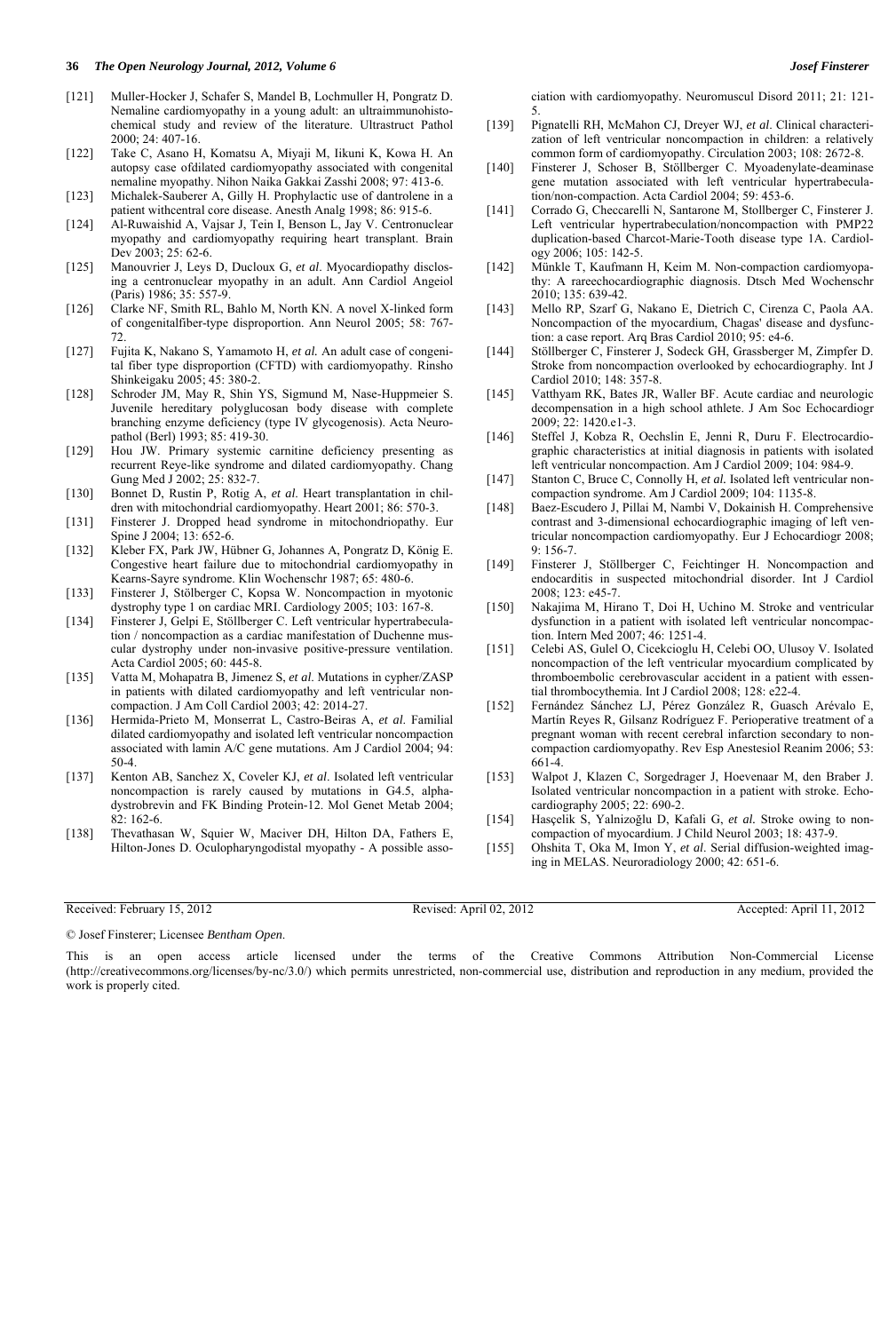[121] Muller-Hocker J, Schafer S, Mandel B, Lochmuller H, Pongratz D. Nemaline cardiomyopathy in a young adult: an ultraimmunohistochemical study and review of the literature. Ultrastruct Pathol 2000; 24: 407-16.

[122] Take C, Asano H, Komatsu A, Miyaji M, Iikuni K, Kowa H. An autopsy case ofdilated cardiomyopathy associated with congenital nemaline myopathy. Nihon Naika Gakkai Zasshi 2008; 97: 413-6.

[123] Michalek-Sauberer A, Gilly H. Prophylactic use of dantrolene in a patient withcentral core disease. Anesth Analg 1998; 86: 915-6.

[124] Al-Ruwaishid A, Vajsar J, Tein I, Benson L, Jay V. Centronuclear myopathy and cardiomyopathy requiring heart transplant. Brain Dev 2003; 25: 62-6.

[125] Manouvrier J, Leys D, Ducloux G, *et al*. Myocardiopathy disclosing a centronuclear myopathy in an adult. Ann Cardiol Angeiol (Paris) 1986; 35: 557-9.

[126] Clarke NF, Smith RL, Bahlo M, North KN. A novel X-linked form of congenitalfiber-type disproportion. Ann Neurol 2005; 58: 767-72.

[127] Fujita K, Nakano S, Yamamoto H, *et al.* An adult case of congenital fiber type disproportion (CFTD) with cardiomyopathy. Rinsho Shinkeigaku 2005; 45: 380-2.

[128] Schroder JM, May R, Shin YS, Sigmund M, Nase-Huppmeier S. Juvenile hereditary polyglucosan body disease with complete branching enzyme deficiency (type IV glycogenosis). Acta Neuropathol (Berl) 1993; 85: 419-30.

[129] Hou JW. Primary systemic carnitine deficiency presenting as recurrent Reye-like syndrome and dilated cardiomyopathy. Chang Gung Med J 2002; 25: 832-7.

[130] Bonnet D, Rustin P, Rotig A, *et al*. Heart transplantation in children with mitochondrial cardiomyopathy. Heart 2001; 86: 570-3.

[131] Finsterer J. Dropped head syndrome in mitochondriopathy. Eur Spine J 2004; 13: 652-6.

[132] Kleber FX, Park JW, Hübner G, Johannes A, Pongratz D, König E. Congestive heart failure due to mitochondrial cardiomyopathy in Kearns-Sayre syndrome. Klin Wochenschr 1987; 65: 480-6.

[133] Finsterer J, Stölberger C, Kopsa W. Noncompaction in myotonic dystrophy type 1 on cardiac MRI. Cardiology 2005; 103: 167-8.

[134] Finsterer J, Gelpi E, Stöllberger C. Left ventricular hypertrabeculation / noncompaction as a cardiac manifestation of Duchenne muscular dystrophy under non-invasive positive-pressure ventilation. Acta Cardiol 2005; 60: 445-8.

[135] Vatta M, Mohapatra B, Jimenez S, *et al*. Mutations in cypher/ZASP in patients with dilated cardiomyopathy and left ventricular noncompaction. J Am Coll Cardiol 2003; 42: 2014-27.

[136] Hermida-Prieto M, Monserrat L, Castro-Beiras A, *et al*. Familial dilated cardiomyopathy and isolated left ventricular noncompaction associated with lamin A/C gene mutations. Am J Cardiol 2004; 94: 50-4.

[137] Kenton AB, Sanchez X, Coveler KJ, *et al*. Isolated left ventricular noncompaction is rarely caused by mutations in G4.5, alpha-dystrobrevin and FK Binding Protein-12. Mol Genet Metab 2004; 82: 162-6.

[138] Thevathasan W, Squier W, Maciver DH, Hilton DA, Fathers E, Hilton-Jones D. Oculopharyngodistal myopathy - A possible association with cardiomyopathy. Neuromuscul Disord 2011; 21: 121-5.

[139] Pignatelli RH, McMahon CJ, Dreyer WJ, *et al*. Clinical characterization of left ventricular noncompaction in children: a relatively common form of cardiomyopathy. Circulation 2003; 108: 2672-8.

[140] Finsterer J, Schoser B, Stöllberger C. Myoadenylate-deaminase gene mutation associated with left ventricular hypertrabeculation/non-compaction. Acta Cardiol 2004; 59: 453-6.

[141] Corrado G, Checcarelli N, Santarone M, Stollberger C, Finsterer J. Left ventricular hypertrabeculation/noncompaction with PMP22 duplication-based Charcot-Marie-Tooth disease type 1A. Cardiology 2006; 105: 142-5.

[142] Münkle T, Kaufmann H, Keim M. Non-compaction cardiomyopathy: A rareechocardiographic diagnosis. Dtsch Med Wochenschr 2010; 135: 639-42.

[143] Mello RP, Szarf G, Nakano E, Dietrich C, Cirenza C, Paola AA. Noncompaction of the myocardium, Chagas' disease and dysfunction: a case report. Arq Bras Cardiol 2010; 95: e4-6.

[144] Stöllberger C, Finsterer J, Sodeck GH, Grassberger M, Zimpfer D. Stroke from noncompaction overlooked by echocardiography. Int J Cardiol 2010; 148: 357-8.

[145] Vatthyam RK, Bates JR, Waller BF. Acute cardiac and neurologic decompensation in a high school athlete. J Am Soc Echocardiogr 2009; 22: 1420.e1-3.

[146] Steffel J, Kobza R, Oechslin E, Jenni R, Duru F. Electrocardiographic characteristics at initial diagnosis in patients with isolated left ventricular noncompaction. Am J Cardiol 2009; 104: 984-9.

[147] Stanton C, Bruce C, Connolly H, *et al.* Isolated left ventricular noncompaction syndrome. Am J Cardiol 2009; 104: 1135-8.

[148] Baez-Escudero J, Pillai M, Nambi V, Dokainish H. Comprehensive contrast and 3-dimensional echocardiographic imaging of left ventricular noncompaction cardiomyopathy. Eur J Echocardiogr 2008; 9: 156-7.

[149] Finsterer J, Stöllberger C, Feichtinger H. Noncompaction and endocarditis in suspected mitochondrial disorder. Int J Cardiol 2008; 123: e45-7.

[150] Nakajima M, Hirano T, Doi H, Uchino M. Stroke and ventricular dysfunction in a patient with isolated left ventricular noncompaction. Intern Med 2007; 46: 1251-4.

[151] Celebi AS, Gulel O, Cicekcioglu H, Celebi OO, Ulusoy V. Isolated noncompaction of the left ventricular myocardium complicated by thromboembolic cerebrovascular accident in a patient with essential thrombocythemia. Int J Cardiol 2008; 128: e22-4.

[152] Fernández Sánchez LJ, Pérez González R, Guasch Arévalo E, Martín Reyes R, Gilsanz Rodríguez F. Perioperative treatment of a pregnant woman with recent cerebral infarction secondary to noncompaction cardiomyopathy. Rev Esp Anestesiol Reanim 2006; 53: 661-4.

[153] Walpot J, Klazen C, Sorgedrager J, Hoevenaar M, den Braber J. Isolated ventricular noncompaction in a patient with stroke. Echocardiography 2005; 22: 690-2.

[154] Hasçelik S, Yalnizoğlu D, Kafali G, *et al.* Stroke owing to noncompaction of myocardium. J Child Neurol 2003; 18: 437-9.

[155] Ohshita T, Oka M, Imon Y, *et al*. Serial diffusion-weighted imaging in MELAS. Neuroradiology 2000; 42: 651-6.

Received: February 15, 2012 Revised: April 02, 2012 Accepted: April 11, 2012

© Josef Finsterer; Licensee *Bentham Open*.

This is an open access article licensed under the terms of the Creative Commons Attribution Non-Commercial License (http://creativecommons.org/licenses/by-nc/3.0/) which permits unrestricted, non-commercial use, distribution and reproduction in any medium, provided the work is properly cited.